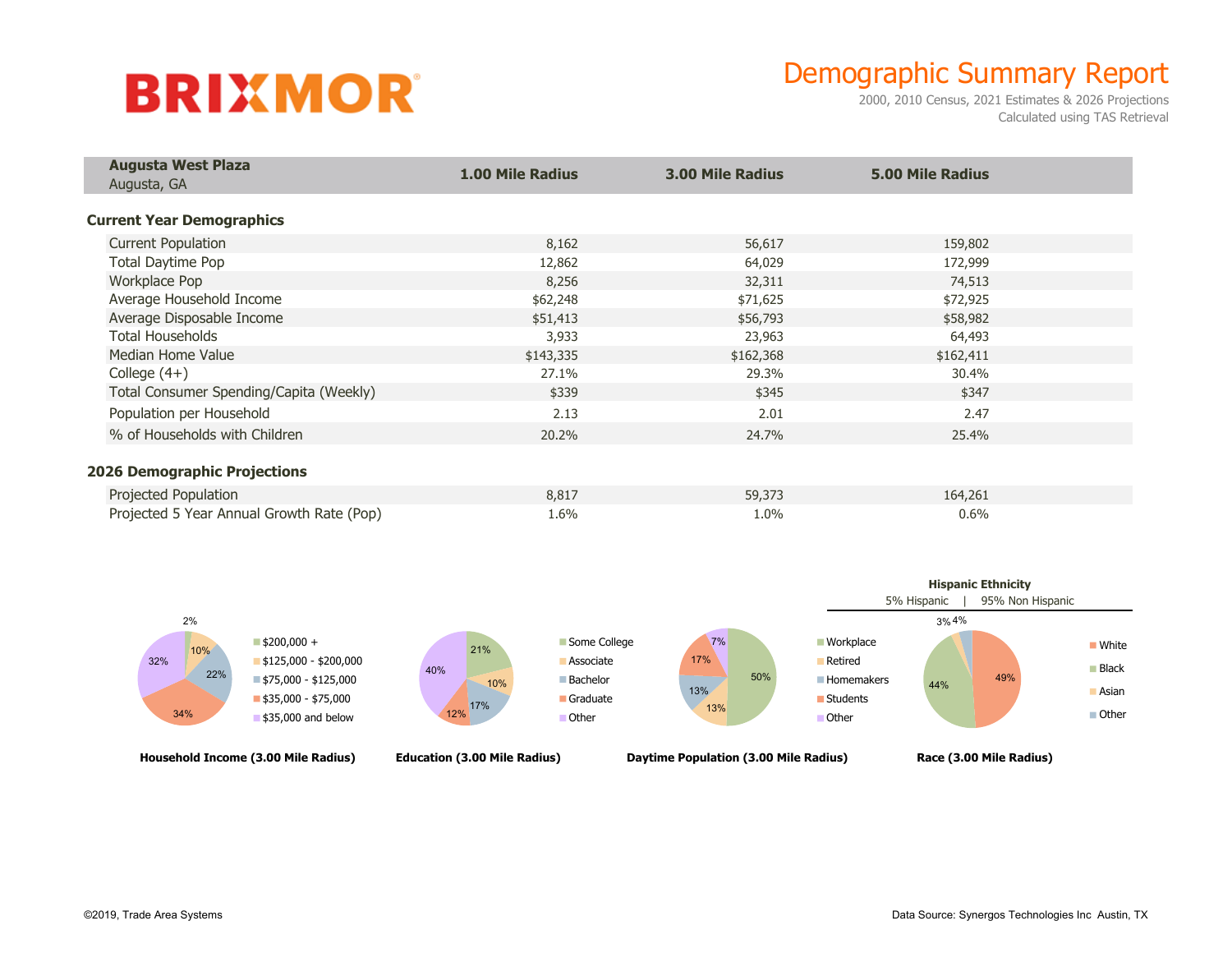# BRIXMOR

## Demographic Summary Report

2000, 2010 Census, 2021 Estimates & 2026 Projections
Calculated using TAS Retrieval

| **Augusta West Plaza** Augusta, GA | **1.00 Mile Radius** | **3.00 Mile Radius** | **5.00 Mile Radius** |
|---|---|---|---|
| **Current Year Demographics** | | | |
| Current Population | 8,162 | 56,617 | 159,802 |
| Total Daytime Pop | 12,862 | 64,029 | 172,999 |
| Workplace Pop | 8,256 | 32,311 | 74,513 |
| Average Household Income | $62,248 | $71,625 | $72,925 |
| Average Disposable Income | $51,413 | $56,793 | $58,982 |
| Total Households | 3,933 | 23,963 | 64,493 |
| Median Home Value | $143,335 | $162,368 | $162,411 |
| College (4+) | 27.1% | 29.3% | 30.4% |
| Total Consumer Spending/Capita (Weekly) | $339 | $345 | $347 |
| Population per Household | 2.13 | 2.01 | 2.47 |
| % of Households with Children | 20.2% | 24.7% | 25.4% |
| **2026 Demographic Projections** | | | |
| Projected Population | 8,817 | 59,373 | 164,261 |
| Projected 5 Year Annual Growth Rate (Pop) | 1.6% | 1.0% | 0.6% |

**Household Income (3.00 Mile Radius)**

| Category | % |
|---|---|
| $200,000 + | 2% |
| $125,000 - $200,000 | 10% |
| $75,000 - $125,000 | 22% |
| $35,000 - $75,000 | 34% |
| $35,000 and below | 32% |

**Education (3.00 Mile Radius)**

| Category | % |
|---|---|
| Some College | 21% |
| Associate | 10% |
| Bachelor | 17% |
| Graduate | 12% |
| Other | 40% |

**Daytime Population (3.00 Mile Radius)**

| Category | % |
|---|---|
| Workplace | 50% |
| Retired | 13% |
| Homemakers | 13% |
| Students | 17% |
| Other | 7% |

**Hispanic Ethnicity**

5% Hispanic | 95% Non Hispanic

**Race (3.00 Mile Radius)**

| Category | % |
|---|---|
| White | 49% |
| Black | 44% |
| Asian | 3% |
| Other | 4% |

©2019, Trade Area Systems

Data Source: Synergos Technologies Inc Austin, TX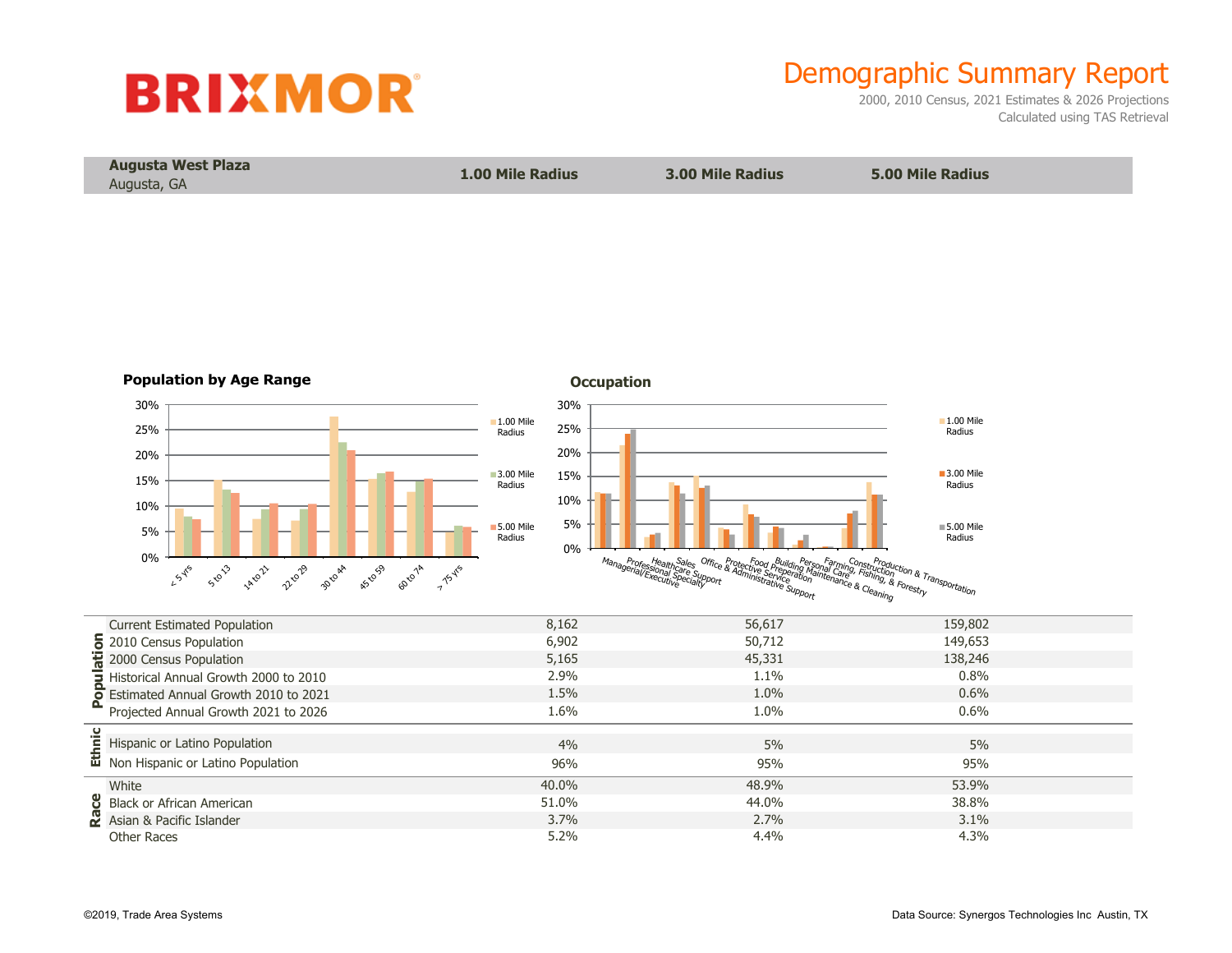# BRIXMOR

## Demographic Summary Report

2000, 2010 Census, 2021 Estimates & 2026 Projections
Calculated using TAS Retrieval

| Augusta West Plaza<br>Augusta, GA | 1.00 Mile Radius | 3.00 Mile Radius | 5.00 Mile Radius |
|---|---|---|---|

### Population by Age Range

30%
25%
20%
15%
10%
5%
0%

< 5 yrs, 5 to 13, 14 to 21, 22 to 29, 30 to 44, 45 to 59, 60 to 74, > 75 yrs

1.00 Mile Radius
3.00 Mile Radius
5.00 Mile Radius

### Occupation

30%
25%
20%
15%
10%
5%
0%

Managerial/Executive, Professional Specialty, Healthcare Support, Sales, Office & Administrative Support, Protective Service, Food Preperation, Building Maintenance & Cleaning, Personal Care, Farming, Fishing, & Forestry, Construction, Production & Transportation

1.00 Mile Radius
3.00 Mile Radius
5.00 Mile Radius

| | | 1.00 Mile Radius | 3.00 Mile Radius | 5.00 Mile Radius |
|---|---|---|---|---|
| **Population** | Current Estimated Population | 8,162 | 56,617 | 159,802 |
| | 2010 Census Population | 6,902 | 50,712 | 149,653 |
| | 2000 Census Population | 5,165 | 45,331 | 138,246 |
| | Historical Annual Growth 2000 to 2010 | 2.9% | 1.1% | 0.8% |
| | Estimated Annual Growth 2010 to 2021 | 1.5% | 1.0% | 0.6% |
| | Projected Annual Growth 2021 to 2026 | 1.6% | 1.0% | 0.6% |
| **Ethnic** | Hispanic or Latino Population | 4% | 5% | 5% |
| | Non Hispanic or Latino Population | 96% | 95% | 95% |
| **Race** | White | 40.0% | 48.9% | 53.9% |
| | Black or African American | 51.0% | 44.0% | 38.8% |
| | Asian & Pacific Islander | 3.7% | 2.7% | 3.1% |
| | Other Races | 5.2% | 4.4% | 4.3% |

©2019, Trade Area Systems

Data Source: Synergos Technologies Inc Austin, TX